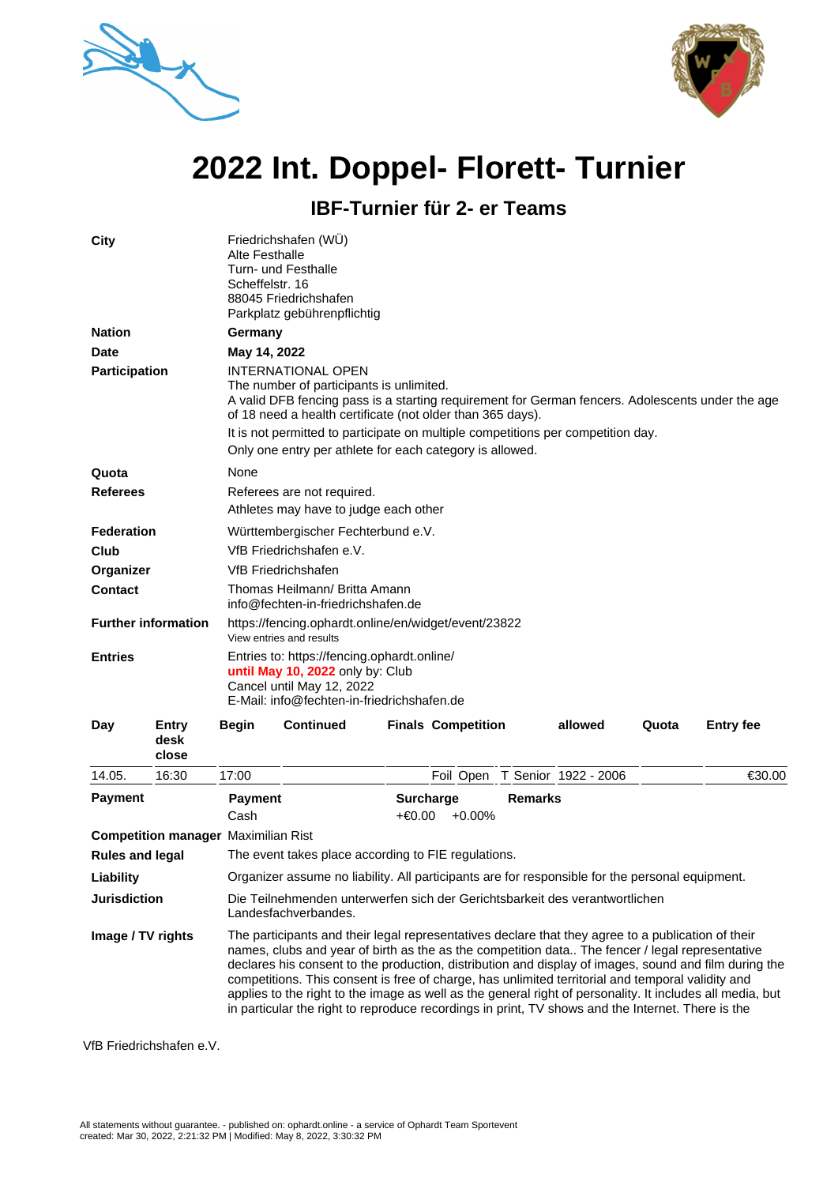# 2022 Int. Doppel- Florett- Turnier

## IBF-Turnier für 2- er Teams

**City**
Friedrichshafen (WÜ)
Alte Festhalle
Turn- und Festhalle
Scheffelstr. 16
88045 Friedrichshafen
Parkplatz gebührenpflichtig

**Nation** **Germany**

**Date** **May 14, 2022**

**Participation**
INTERNATIONAL OPEN
The number of participants is unlimited.
A valid DFB fencing pass is a starting requirement for German fencers. Adolescents under the age of 18 need a health certificate (not older than 365 days).
It is not permitted to participate on multiple competitions per competition day.
Only one entry per athlete for each category is allowed.

**Quota** None

**Referees**
Referees are not required.
Athletes may have to judge each other

**Federation** Württembergischer Fechterbund e.V.

**Club** VfB Friedrichshafen e.V.

**Organizer** VfB Friedrichshafen

**Contact**
Thomas Heilmann/ Britta Amann
info@fechten-in-friedrichshafen.de

**Further information**
https://fencing.ophardt.online/en/widget/event/23822
View entries and results

**Entries**
Entries to: https://fencing.ophardt.online/
**until May 10, 2022** only by: Club
Cancel until May 12, 2022
E-Mail: info@fechten-in-friedrichshafen.de

| Day | Entry desk close | Begin | Continued | Finals | Competition | | | allowed | Quota | Entry fee |
|---|---|---|---|---|---|---|---|---|---|---|
| 14.05. | 16:30 | 17:00 | | | Foil | Open | T Senior | 1922 - 2006 | | €30.00 |

**Payment**

| Payment | Surcharge | | Remarks |
|---|---|---|---|
| Cash | +€0.00 | +0.00% | |

**Competition manager** Maximilian Rist

**Rules and legal** The event takes place according to FIE regulations.

**Liability** Organizer assume no liability. All participants are for responsible for the personal equipment.

**Jurisdiction** Die Teilnehmenden unterwerfen sich der Gerichtsbarkeit des verantwortlichen Landesfachverbandes.

**Image / TV rights** The participants and their legal representatives declare that they agree to a publication of their names, clubs and year of birth as the as the competition data.. The fencer / legal representative declares his consent to the production, distribution and display of images, sound and film during the competitions. This consent is free of charge, has unlimited territorial and temporal validity and applies to the right to the image as well as the general right of personality. It includes all media, but in particular the right to reproduce recordings in print, TV shows and the Internet. There is the

VfB Friedrichshafen e.V.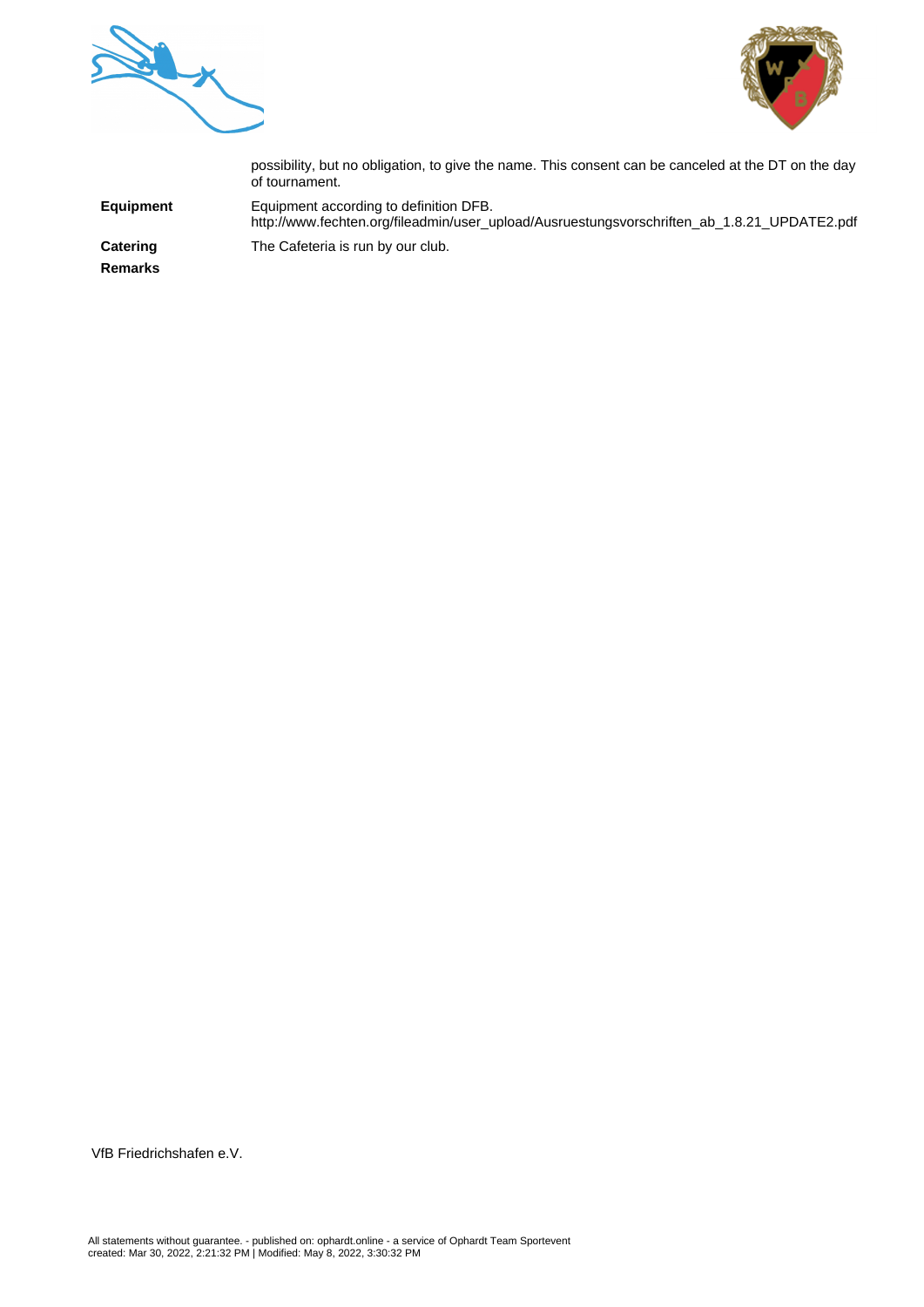| | |
|---|---|
| | possibility, but no obligation, to give the name. This consent can be canceled at the DT on the day of tournament. |
| **Equipment** | Equipment according to definition DFB. http://www.fechten.org/fileadmin/user_upload/Ausruestungsvorschriften_ab_1.8.21_UPDATE2.pdf |
| **Catering** | The Cafeteria is run by our club. |
| **Remarks** | |

VfB Friedrichshafen e.V.

All statements without guarantee. - published on: ophardt.online - a service of Ophardt Team Sportevent
created: Mar 30, 2022, 2:21:32 PM | Modified: May 8, 2022, 3:30:32 PM